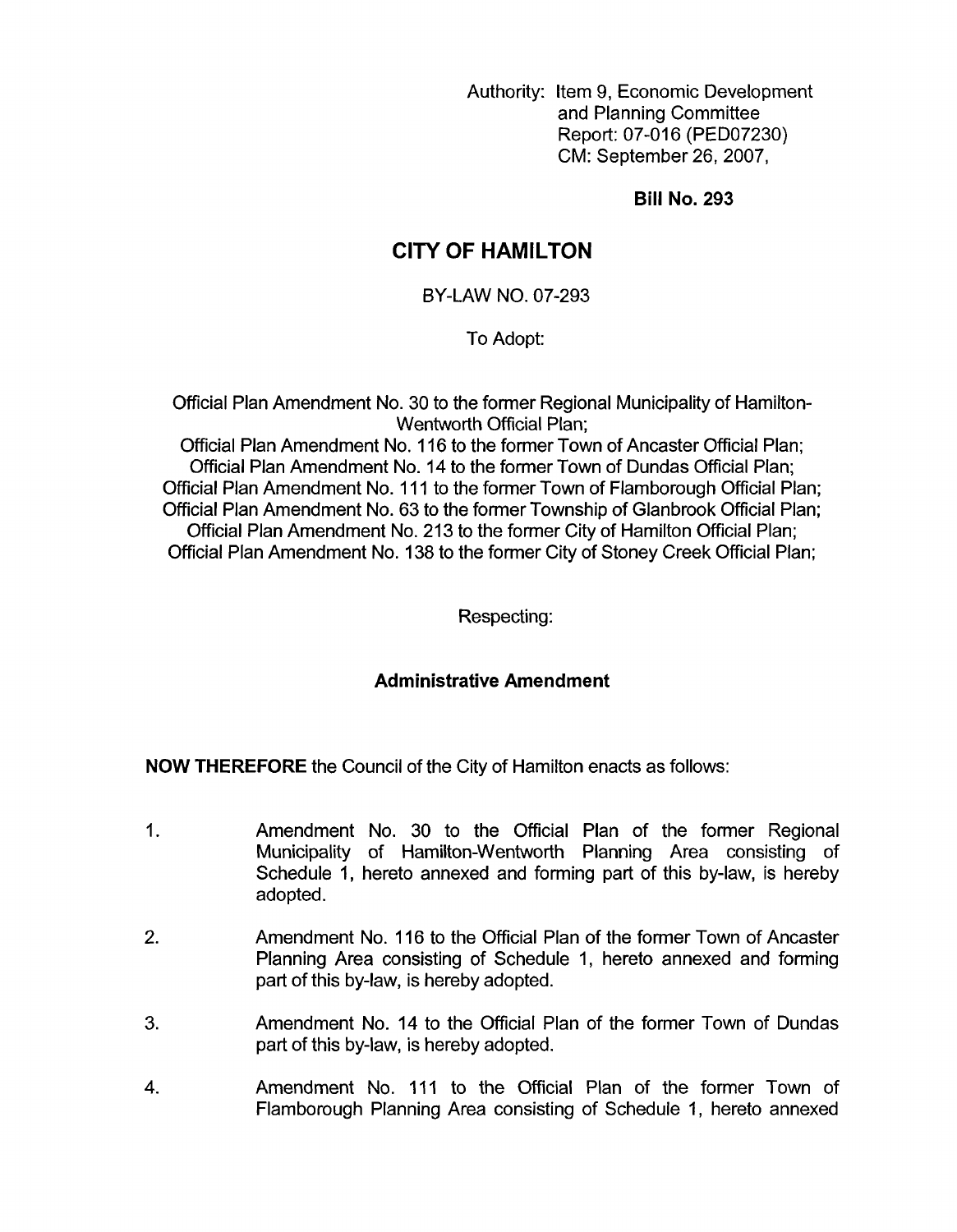Authority: Item 9, Economic Development and Planning Committee
Report: 07-016 (PED07230)
CM: September 26, 2007,

**Bill No. 293**

# CITY OF HAMILTON

BY-LAW NO. 07-293

To Adopt:

Official Plan Amendment No. 30 to the former Regional Municipality of Hamilton-Wentworth Official Plan;
Official Plan Amendment No. 116 to the former Town of Ancaster Official Plan;
Official Plan Amendment No. 14 to the former Town of Dundas Official Plan;
Official Plan Amendment No. 111 to the former Town of Flamborough Official Plan;
Official Plan Amendment No. 63 to the former Township of Glanbrook Official Plan;
Official Plan Amendment No. 213 to the former City of Hamilton Official Plan;
Official Plan Amendment No. 138 to the former City of Stoney Creek Official Plan;

Respecting:

**Administrative Amendment**

**NOW THEREFORE** the Council of the City of Hamilton enacts as follows:

1. Amendment No. 30 to the Official Plan of the former Regional Municipality of Hamilton-Wentworth Planning Area consisting of Schedule 1, hereto annexed and forming part of this by-law, is hereby adopted.

2. Amendment No. 116 to the Official Plan of the former Town of Ancaster Planning Area consisting of Schedule 1, hereto annexed and forming part of this by-law, is hereby adopted.

3. Amendment No. 14 to the Official Plan of the former Town of Dundas part of this by-law, is hereby adopted.

4. Amendment No. 111 to the Official Plan of the former Town of Flamborough Planning Area consisting of Schedule 1, hereto annexed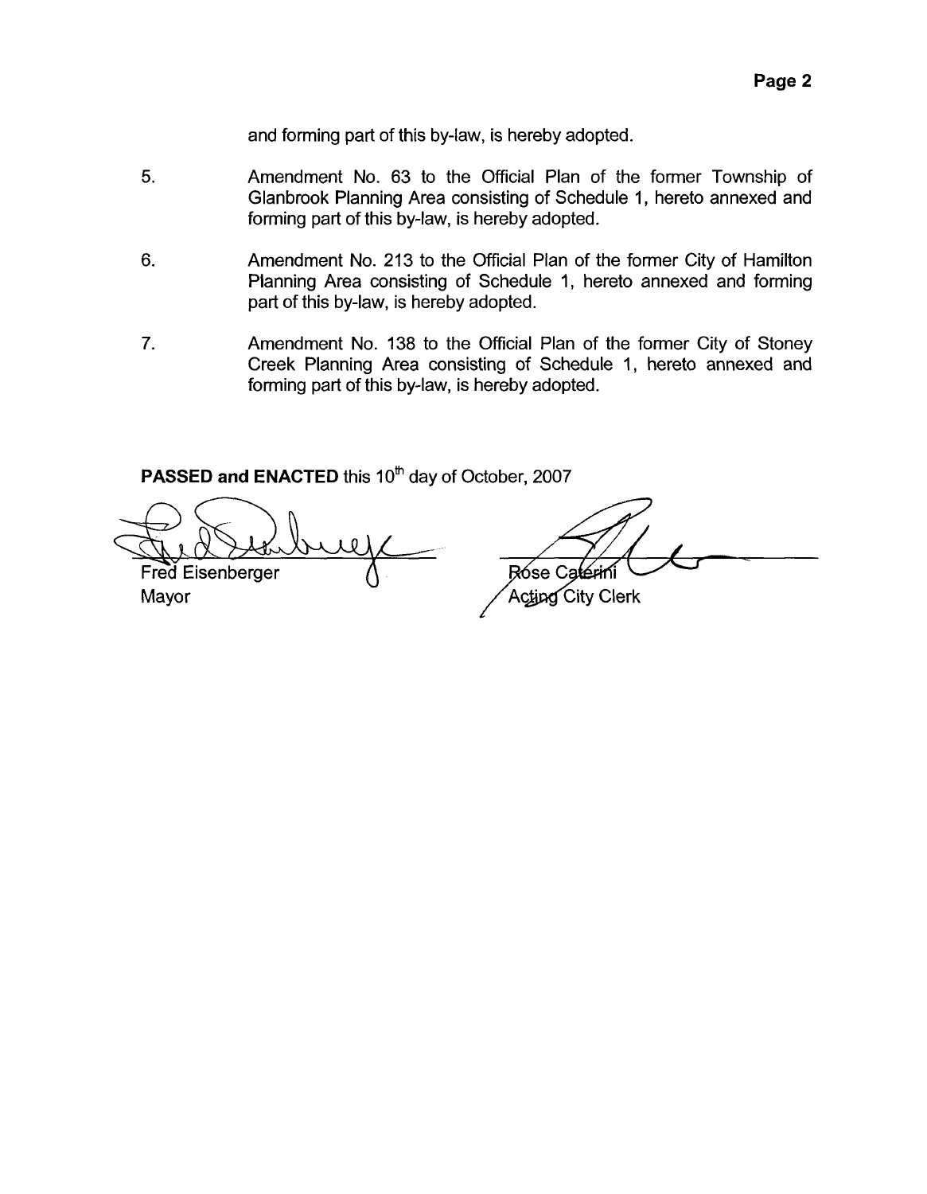and forming part of this by-law, is hereby adopted.

5. Amendment No. 63 to the Official Plan of the former Township of Glanbrook Planning Area consisting of Schedule 1, hereto annexed and forming part of this by-law, is hereby adopted.

6. Amendment No. 213 to the Official Plan of the former City of Hamilton Planning Area consisting of Schedule 1, hereto annexed and forming part of this by-law, is hereby adopted.

7. Amendment No. 138 to the Official Plan of the former City of Stoney Creek Planning Area consisting of Schedule 1, hereto annexed and forming part of this by-law, is hereby adopted.

**PASSED and ENACTED** this 10th day of October, 2007

Fred Eisenberger
Mayor

Rose Caterini
Acting City Clerk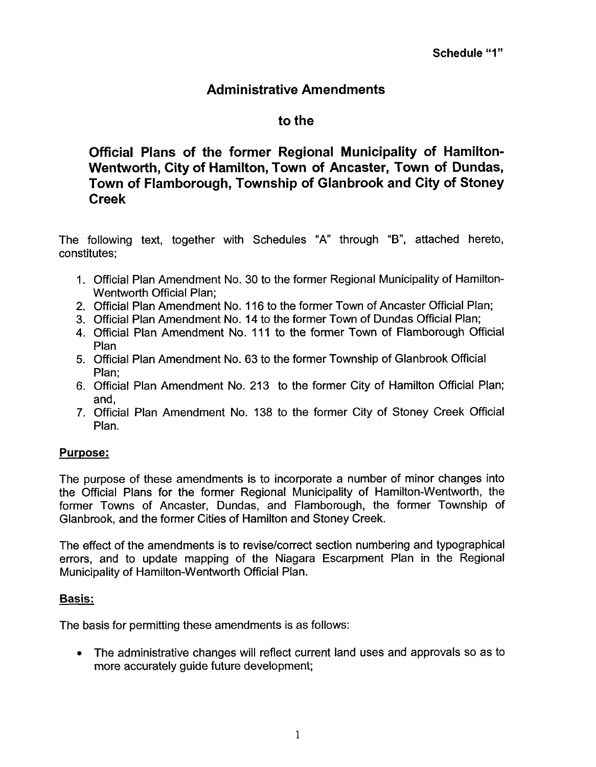Schedule "1"

# Administrative Amendments

# to the

## Official Plans of the former Regional Municipality of Hamilton-Wentworth, City of Hamilton, Town of Ancaster, Town of Dundas, Town of Flamborough, Township of Glanbrook and City of Stoney Creek

The following text, together with Schedules "A" through "B", attached hereto, constitutes;

1. Official Plan Amendment No. 30 to the former Regional Municipality of Hamilton-Wentworth Official Plan;
2. Official Plan Amendment No. 116 to the former Town of Ancaster Official Plan;
3. Official Plan Amendment No. 14 to the former Town of Dundas Official Plan;
4. Official Plan Amendment No. 111 to the former Town of Flamborough Official Plan
5. Official Plan Amendment No. 63 to the former Township of Glanbrook Official Plan;
6. Official Plan Amendment No. 213 to the former City of Hamilton Official Plan; and,
7. Official Plan Amendment No. 138 to the former City of Stoney Creek Official Plan.

**Purpose:**

The purpose of these amendments is to incorporate a number of minor changes into the Official Plans for the former Regional Municipality of Hamilton-Wentworth, the former Towns of Ancaster, Dundas, and Flamborough, the former Township of Glanbrook, and the former Cities of Hamilton and Stoney Creek.

The effect of the amendments is to revise/correct section numbering and typographical errors, and to update mapping of the Niagara Escarpment Plan in the Regional Municipality of Hamilton-Wentworth Official Plan.

**Basis:**

The basis for permitting these amendments is as follows:

- The administrative changes will reflect current land uses and approvals so as to more accurately guide future development;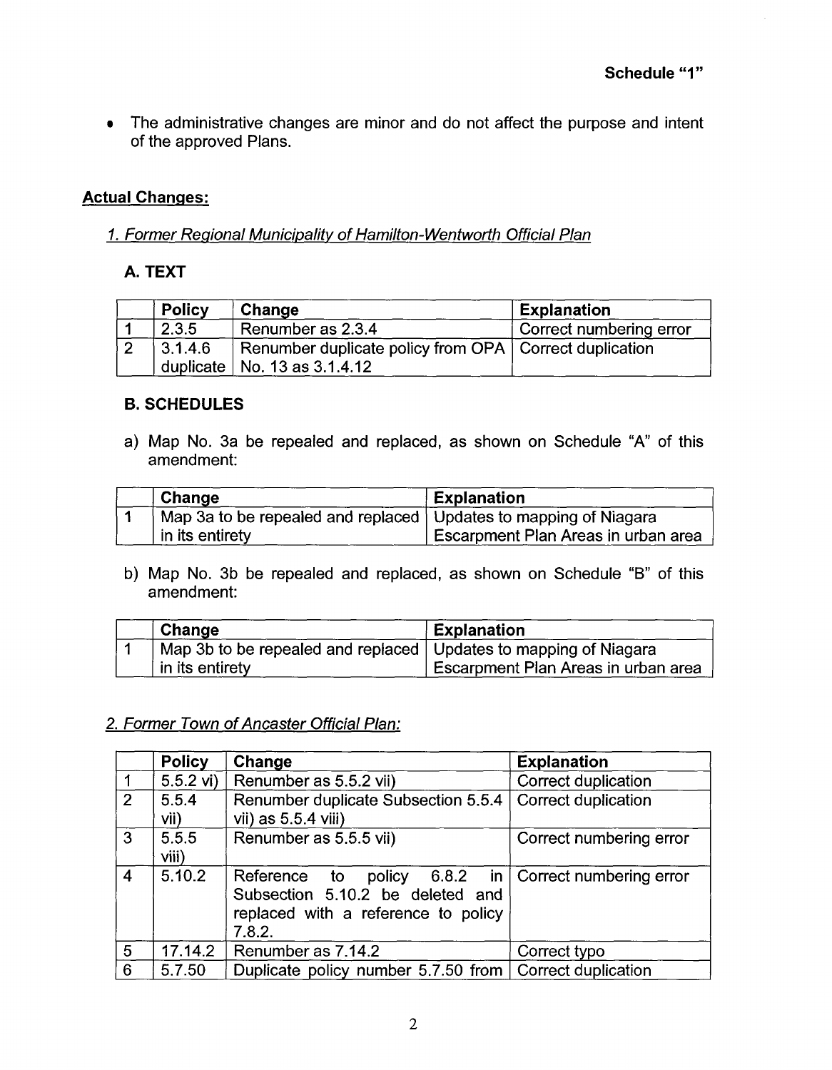**Schedule "1"**

- The administrative changes are minor and do not affect the purpose and intent of the approved Plans.

## Actual Changes:

### *1. Former Regional Municipality of Hamilton-Wentworth Official Plan*

#### A. TEXT

| | Policy | Change | Explanation |
|---|---|---|---|
| 1 | 2.3.5 | Renumber as 2.3.4 | Correct numbering error |
| 2 | 3.1.4.6 duplicate | Renumber duplicate policy from OPA No. 13 as 3.1.4.12 | Correct duplication |

#### B. SCHEDULES

a) Map No. 3a be repealed and replaced, as shown on Schedule "A" of this amendment:

| | Change | Explanation |
|---|---|---|
| 1 | Map 3a to be repealed and replaced in its entirety | Updates to mapping of Niagara Escarpment Plan Areas in urban area |

b) Map No. 3b be repealed and replaced, as shown on Schedule "B" of this amendment:

| | Change | Explanation |
|---|---|---|
| 1 | Map 3b to be repealed and replaced in its entirety | Updates to mapping of Niagara Escarpment Plan Areas in urban area |

### *2. Former Town of Ancaster Official Plan:*

| | Policy | Change | Explanation |
|---|---|---|---|
| 1 | 5.5.2 vi) | Renumber as 5.5.2 vii) | Correct duplication |
| 2 | 5.5.4 vii) | Renumber duplicate Subsection 5.5.4 vii) as 5.5.4 viii) | Correct duplication |
| 3 | 5.5.5 viii) | Renumber as 5.5.5 vii) | Correct numbering error |
| 4 | 5.10.2 | Reference to policy 6.8.2 in Subsection 5.10.2 be deleted and replaced with a reference to policy 7.8.2. | Correct numbering error |
| 5 | 17.14.2 | Renumber as 7.14.2 | Correct typo |
| 6 | 5.7.50 | Duplicate policy number 5.7.50 from | Correct duplication |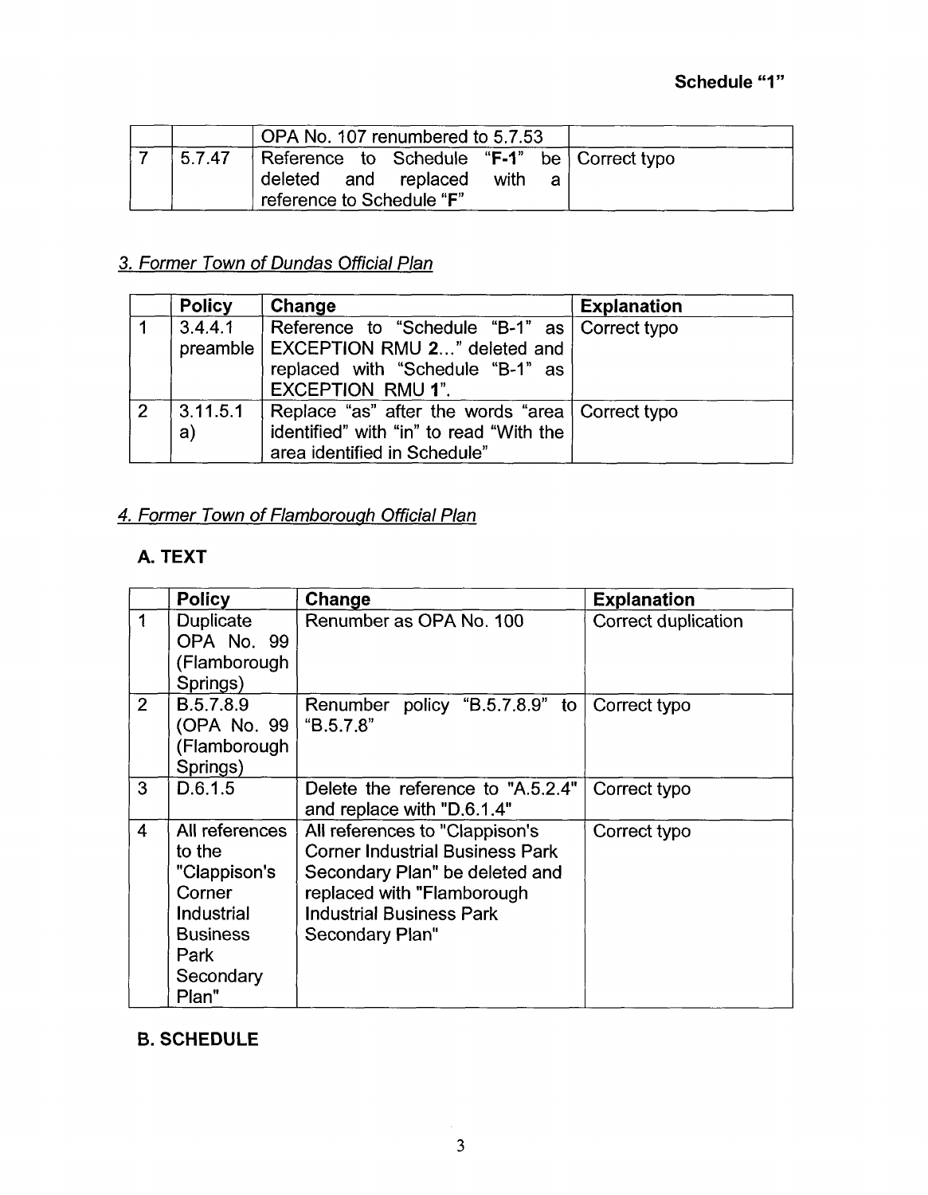Schedule "1"

| | | Change | Explanation |
|---|---|---|---|
| | | OPA No. 107 renumbered to 5.7.53 | |
| 7 | 5.7.47 | Reference to Schedule "**F-1**" be deleted and replaced with a reference to Schedule "**F**" | Correct typo |

## *3. Former Town of Dundas Official Plan*

| | Policy | Change | Explanation |
|---|---|---|---|
| 1 | 3.4.4.1 preamble | Reference to "Schedule "B-1" as EXCEPTION RMU **2**..." deleted and replaced with "Schedule "B-1" as EXCEPTION RMU **1**". | Correct typo |
| 2 | 3.11.5.1 a) | Replace "as" after the words "area identified" with "in" to read "With the area identified in Schedule" | Correct typo |

## *4. Former Town of Flamborough Official Plan*

### A. TEXT

| | Policy | Change | Explanation |
|---|---|---|---|
| 1 | Duplicate OPA No. 99 (Flamborough Springs) | Renumber as OPA No. 100 | Correct duplication |
| 2 | B.5.7.8.9 (OPA No. 99 (Flamborough Springs) | Renumber policy "B.5.7.8.9" to "B.5.7.8" | Correct typo |
| 3 | D.6.1.5 | Delete the reference to "A.5.2.4" and replace with "D.6.1.4" | Correct typo |
| 4 | All references to the "Clappison's Corner Industrial Business Park Secondary Plan" | All references to "Clappison's Corner Industrial Business Park Secondary Plan" be deleted and replaced with "Flamborough Industrial Business Park Secondary Plan" | Correct typo |

### B. SCHEDULE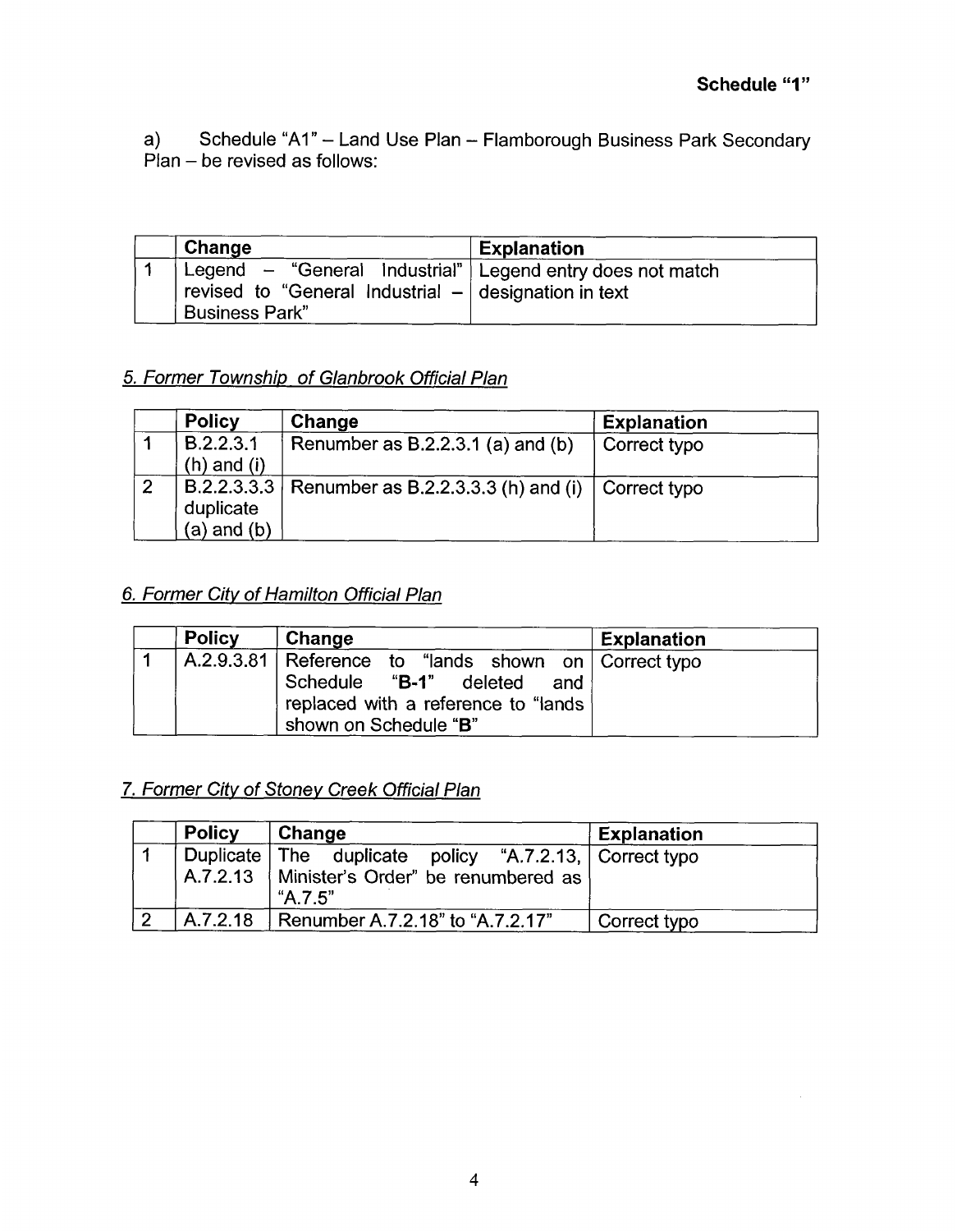**Schedule "1"**

a) Schedule "A1" – Land Use Plan – Flamborough Business Park Secondary Plan – be revised as follows:

| | Change | Explanation |
|---|---|---|
| 1 | Legend – "General Industrial" revised to "General Industrial – Business Park" | Legend entry does not match designation in text |

## 5. Former Township of Glanbrook Official Plan

| | Policy | Change | Explanation |
|---|---|---|---|
| 1 | B.2.2.3.1 (h) and (i) | Renumber as B.2.2.3.1 (a) and (b) | Correct typo |
| 2 | B.2.2.3.3 duplicate (a) and (b) | Renumber as B.2.2.3.3.3 (h) and (i) | Correct typo |

## 6. Former City of Hamilton Official Plan

| | Policy | Change | Explanation |
|---|---|---|---|
| 1 | A.2.9.3.81 | Reference to "lands shown on Schedule "**B-1**" deleted and replaced with a reference to "lands shown on Schedule "**B**" | Correct typo |

## 7. Former City of Stoney Creek Official Plan

| | Policy | Change | Explanation |
|---|---|---|---|
| 1 | Duplicate A.7.2.13 | The duplicate policy "A.7.2.13, Minister's Order" be renumbered as "A.7.5" | Correct typo |
| 2 | A.7.2.18 | Renumber A.7.2.18" to "A.7.2.17" | Correct typo |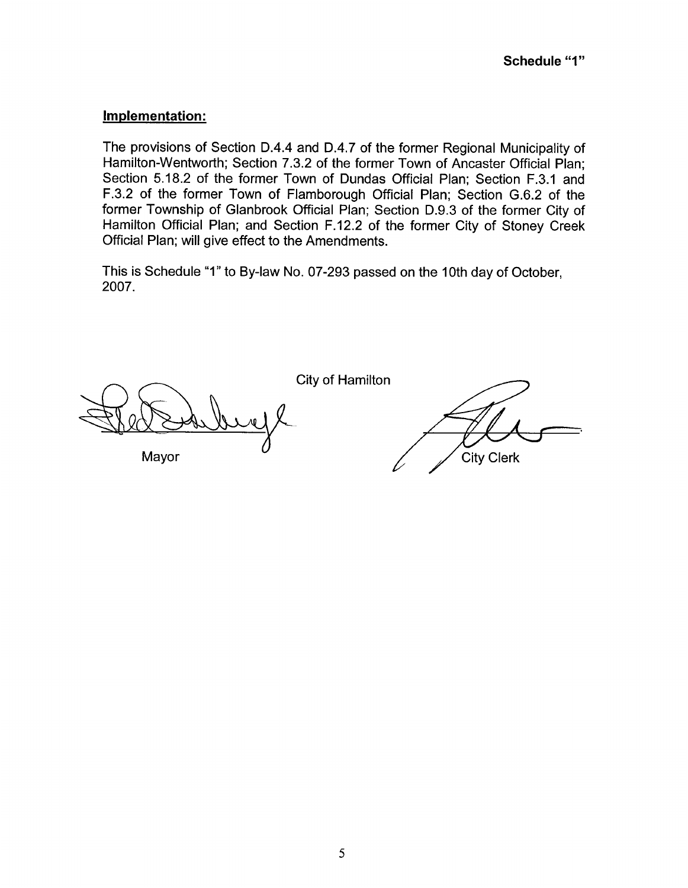**Schedule "1"**

**Implementation:**

The provisions of Section D.4.4 and D.4.7 of the former Regional Municipality of Hamilton-Wentworth; Section 7.3.2 of the former Town of Ancaster Official Plan; Section 5.18.2 of the former Town of Dundas Official Plan; Section F.3.1 and F.3.2 of the former Town of Flamborough Official Plan; Section G.6.2 of the former Township of Glanbrook Official Plan; Section D.9.3 of the former City of Hamilton Official Plan; and Section F.12.2 of the former City of Stoney Creek Official Plan; will give effect to the Amendments.

This is Schedule "1" to By-law No. 07-293 passed on the 10th day of October, 2007.

City of Hamilton

Mayor

City Clerk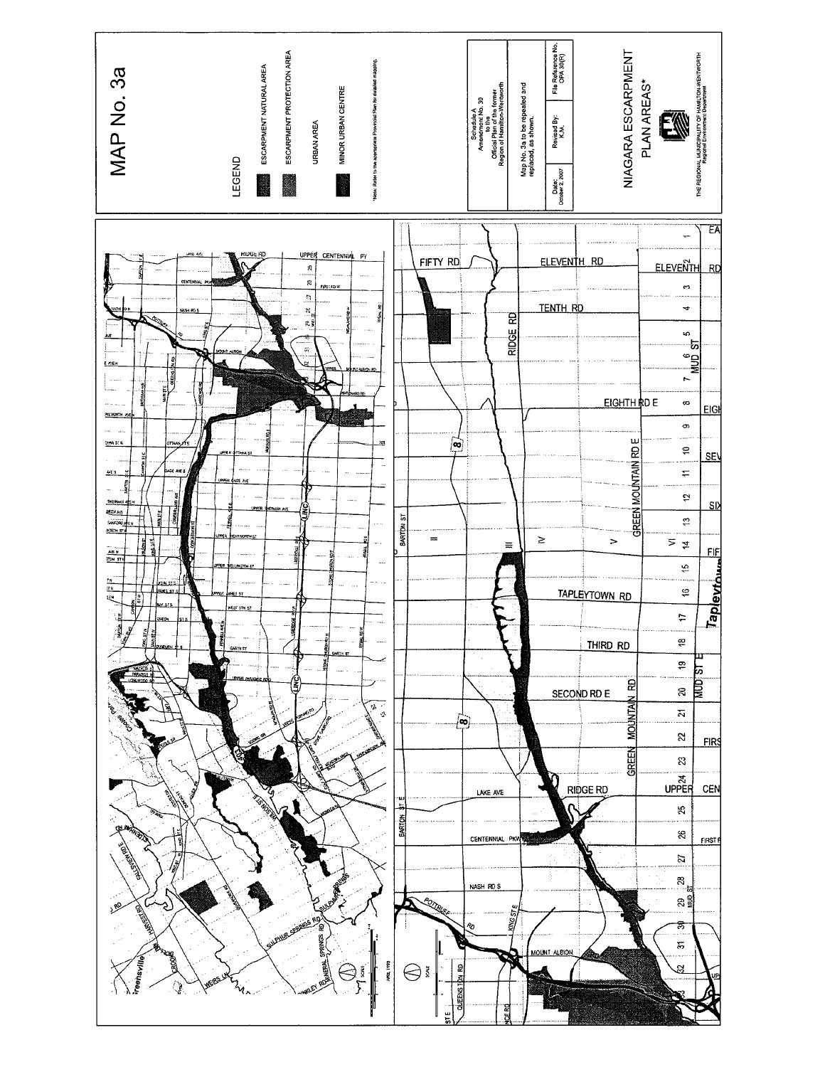# MAP No. 3a

**LEGEND**

- ESCARPMENT NATURAL AREA
- ESCARPMENT PROTECTION AREA
- URBAN AREA
- MINOR URBAN CENTRE

*Note: Refer to the appropriate Provincial Plan for detailed mapping.

| Schedule A<br>Amendment No. 30<br>to the<br>Official Plan of the former<br>Region of Hamilton-Wentworth | | |
|---|---|---|
| Map No. 3a to be repealed and replaced, as shown. | | |
| Date:<br>October 2, 2007 | Revised By:<br>K.M. | File Reference No.<br>OPA 30(R) |

## NIAGARA ESCARPMENT PLAN AREAS*

THE REGIONAL MUNICIPALITY OF HAMILTON-WENTWORTH
Regional Environment Department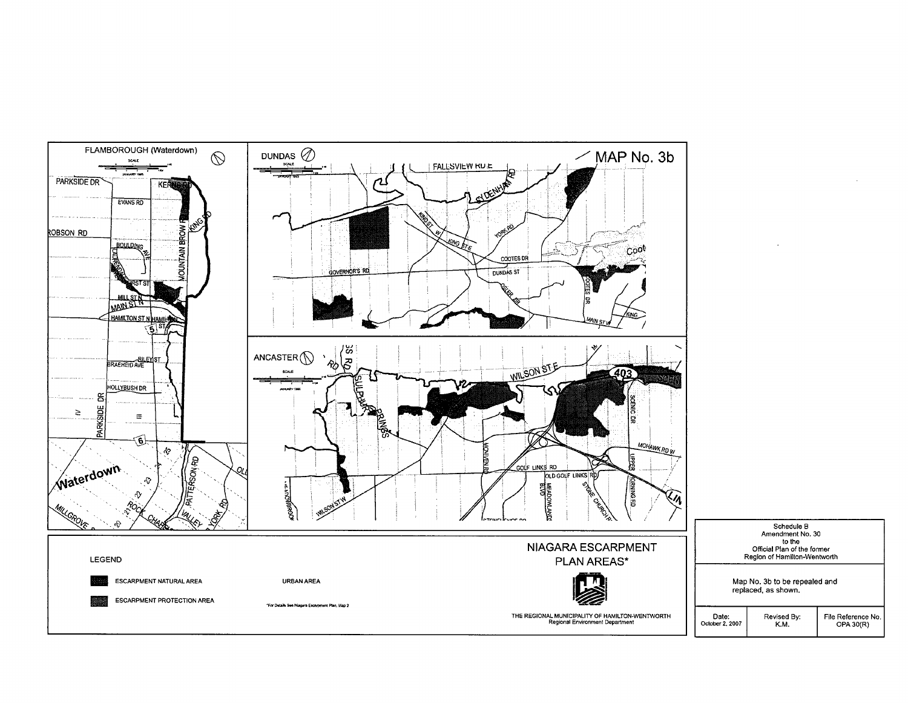MAP No. 3b

FLAMBOROUGH (Waterdown)

DUNDAS

ANCASTER

PARKSIDE DR
EVANS RD
ROBSON RD
BOULDING AVE
KERNS RD
MOUNTAIN BROW RD
KING RD
FIRST ST
MILL ST N
MAIN ST N
HAMILTON ST N
RILEY ST
BRAEHEID AVE
HOLLYBUSH DR
PARKSIDE DR
Waterdown
MILLGROVE
ROCK CHAPEL
PATTERSON RD
VALLEY
YORK RD

FALLSVIEW RD E
SYDENHAM RD
KING ST W
KING ST E
YORK RD
COOTES DR
GOVERNOR'S RD
DUNDAS ST
OSLER DR
COOTES DR
MAIN ST W
KING

WILSON ST E
SULPHUR SPRINGS
403
SCENIC DR
MOHAWK RD W
MCNIVEN RD
GOLF LINKS RD
OLD GOLF LINKS RD
MEADOWLANDS BLVD
STONE CHURCH RD
UPPER HORNING RD
WILSON ST W

LEGEND

ESCARPMENT NATURAL AREA

ESCARPMENT PROTECTION AREA

URBAN AREA

*For Details See Niagara Escarpment Plan, Map 2

NIAGARA ESCARPMENT PLAN AREAS*

THE REGIONAL MUNICIPALITY OF HAMILTON-WENTWORTH
Regional Environment Department

Schedule B
Amendment No. 30
to the
Official Plan of the former
Region of Hamilton-Wentworth

Map No. 3b to be repealed and replaced, as shown.

| Date: | Revised By: | File Reference No. |
|---|---|---|
| October 2, 2007 | K.M. | OPA 30(R) |